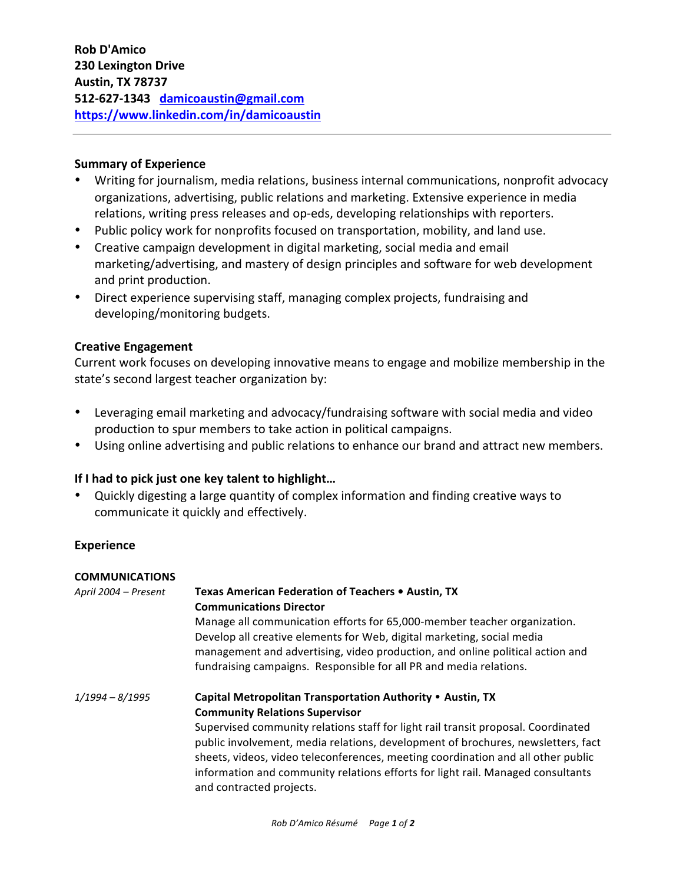**Rob D'Amico**
**230 Lexington Drive**
**Austin, TX 78737**
**512-627-1343** **damicoaustin@gmail.com**
**https://www.linkedin.com/in/damicoaustin**

---

### Summary of Experience

- Writing for journalism, media relations, business internal communications, nonprofit advocacy organizations, advertising, public relations and marketing. Extensive experience in media relations, writing press releases and op-eds, developing relationships with reporters.
- Public policy work for nonprofits focused on transportation, mobility, and land use.
- Creative campaign development in digital marketing, social media and email marketing/advertising, and mastery of design principles and software for web development and print production.
- Direct experience supervising staff, managing complex projects, fundraising and developing/monitoring budgets.

### Creative Engagement

Current work focuses on developing innovative means to engage and mobilize membership in the state's second largest teacher organization by:

- Leveraging email marketing and advocacy/fundraising software with social media and video production to spur members to take action in political campaigns.
- Using online advertising and public relations to enhance our brand and attract new members.

### If I had to pick just one key talent to highlight…

- Quickly digesting a large quantity of complex information and finding creative ways to communicate it quickly and effectively.

### Experience

#### COMMUNICATIONS

*April 2004 – Present*
**Texas American Federation of Teachers • Austin, TX**
**Communications Director**
Manage all communication efforts for 65,000-member teacher organization. Develop all creative elements for Web, digital marketing, social media management and advertising, video production, and online political action and fundraising campaigns. Responsible for all PR and media relations.

*1/1994 – 8/1995*
**Capital Metropolitan Transportation Authority • Austin, TX**
**Community Relations Supervisor**
Supervised community relations staff for light rail transit proposal. Coordinated public involvement, media relations, development of brochures, newsletters, fact sheets, videos, video teleconferences, meeting coordination and all other public information and community relations efforts for light rail. Managed consultants and contracted projects.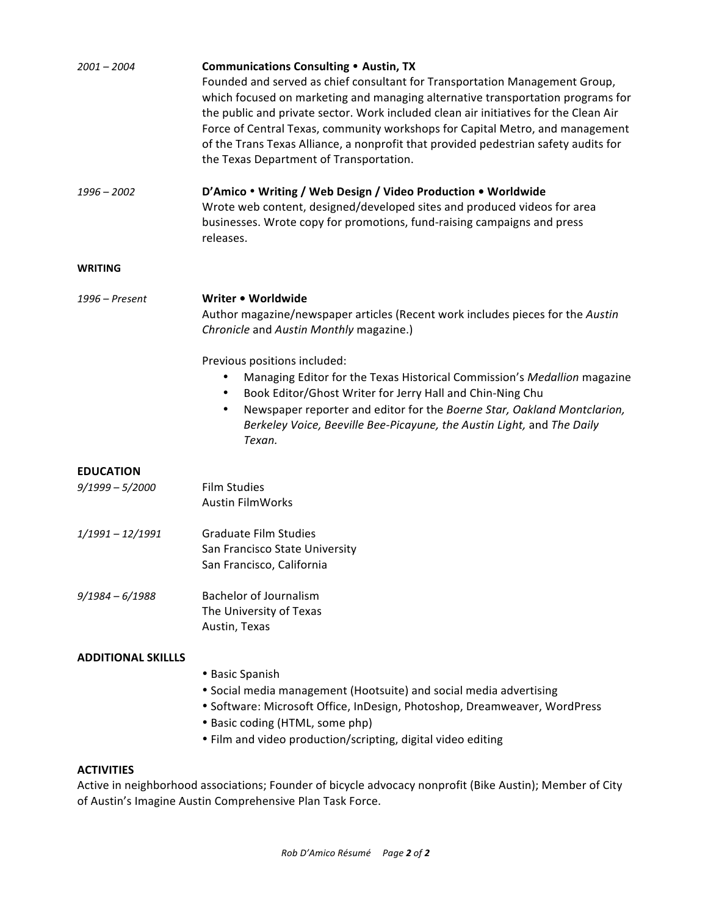*2001 – 2004* **Communications Consulting • Austin, TX**
Founded and served as chief consultant for Transportation Management Group, which focused on marketing and managing alternative transportation programs for the public and private sector. Work included clean air initiatives for the Clean Air Force of Central Texas, community workshops for Capital Metro, and management of the Trans Texas Alliance, a nonprofit that provided pedestrian safety audits for the Texas Department of Transportation.

*1996 – 2002* **D'Amico • Writing / Web Design / Video Production • Worldwide**
Wrote web content, designed/developed sites and produced videos for area businesses. Wrote copy for promotions, fund-raising campaigns and press releases.

**WRITING**

*1996 – Present* **Writer • Worldwide**
Author magazine/newspaper articles (Recent work includes pieces for the *Austin Chronicle* and *Austin Monthly* magazine.)

Previous positions included:

- Managing Editor for the Texas Historical Commission's *Medallion* magazine
- Book Editor/Ghost Writer for Jerry Hall and Chin-Ning Chu
- Newspaper reporter and editor for the *Boerne Star, Oakland Montclarion, Berkeley Voice, Beeville Bee-Picayune, the Austin Light,* and *The Daily Texan.*

## EDUCATION

*9/1999 – 5/2000* Film Studies
Austin FilmWorks

*1/1991 – 12/1991* Graduate Film Studies
San Francisco State University
San Francisco, California

*9/1984 – 6/1988* Bachelor of Journalism
The University of Texas
Austin, Texas

## ADDITIONAL SKILLLS

- Basic Spanish
- Social media management (Hootsuite) and social media advertising
- Software: Microsoft Office, InDesign, Photoshop, Dreamweaver, WordPress
- Basic coding (HTML, some php)
- Film and video production/scripting, digital video editing

## ACTIVITIES

Active in neighborhood associations; Founder of bicycle advocacy nonprofit (Bike Austin); Member of City of Austin's Imagine Austin Comprehensive Plan Task Force.